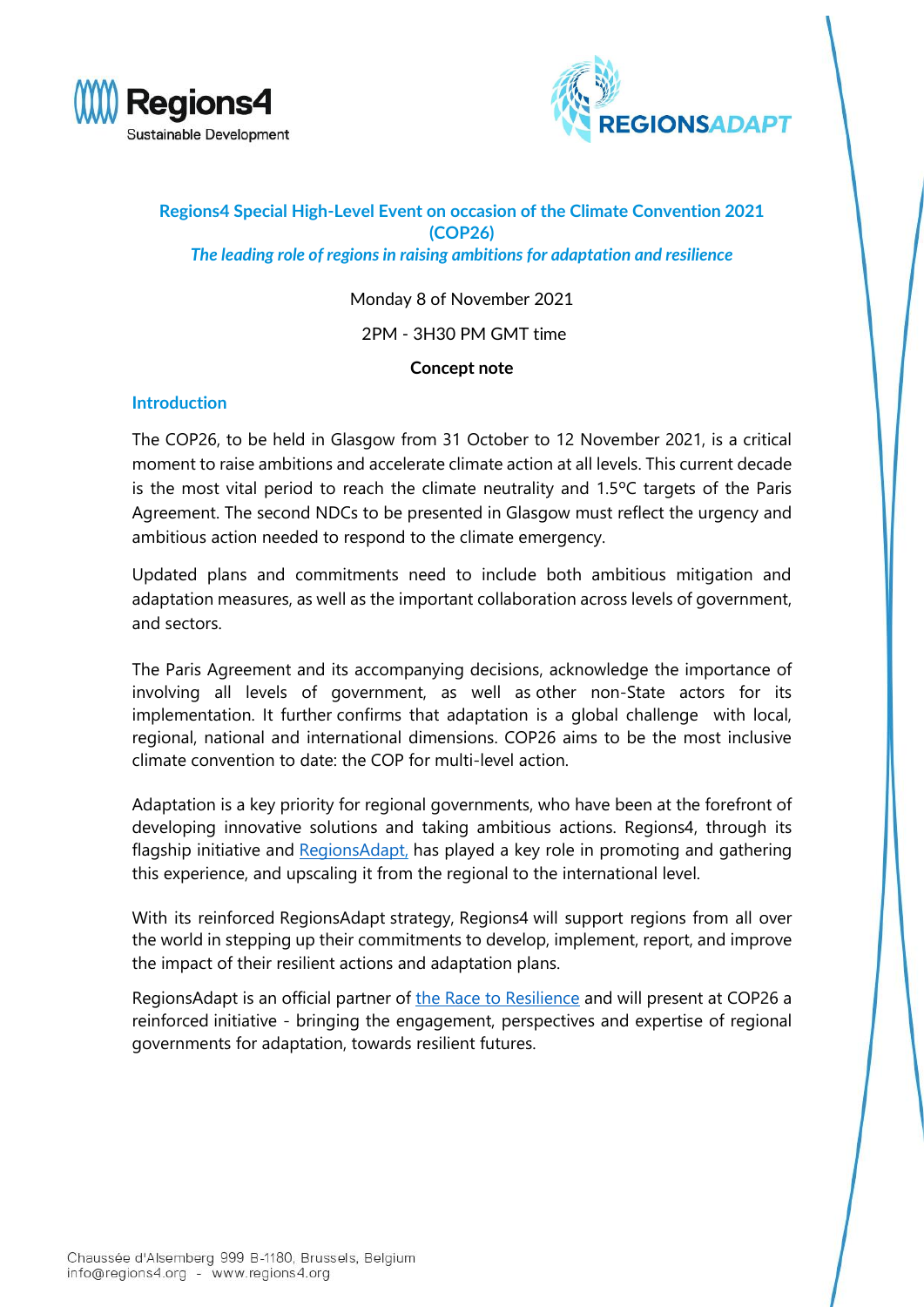# Regions4 Special High-Level Event on occasion of the Climate Convention 2021 (COP26)

***The leading role of regions in raising ambitions for adaptation and resilience***

Monday 8 of November 2021

2PM - 3H30 PM GMT time

**Concept note**

## Introduction

The COP26, to be held in Glasgow from 31 October to 12 November 2021, is a critical moment to raise ambitions and accelerate climate action at all levels. This current decade is the most vital period to reach the climate neutrality and 1.5°C targets of the Paris Agreement. The second NDCs to be presented in Glasgow must reflect the urgency and ambitious action needed to respond to the climate emergency.

Updated plans and commitments need to include both ambitious mitigation and adaptation measures, as well as the important collaboration across levels of government, and sectors.

The Paris Agreement and its accompanying decisions, acknowledge the importance of involving all levels of government, as well as other non-State actors for its implementation. It further confirms that adaptation is a global challenge with local, regional, national and international dimensions. COP26 aims to be the most inclusive climate convention to date: the COP for multi-level action.

Adaptation is a key priority for regional governments, who have been at the forefront of developing innovative solutions and taking ambitious actions. Regions4, through its flagship initiative and RegionsAdapt, has played a key role in promoting and gathering this experience, and upscaling it from the regional to the international level.

With its reinforced RegionsAdapt strategy, Regions4 will support regions from all over the world in stepping up their commitments to develop, implement, report, and improve the impact of their resilient actions and adaptation plans.

RegionsAdapt is an official partner of the Race to Resilience and will present at COP26 a reinforced initiative - bringing the engagement, perspectives and expertise of regional governments for adaptation, towards resilient futures.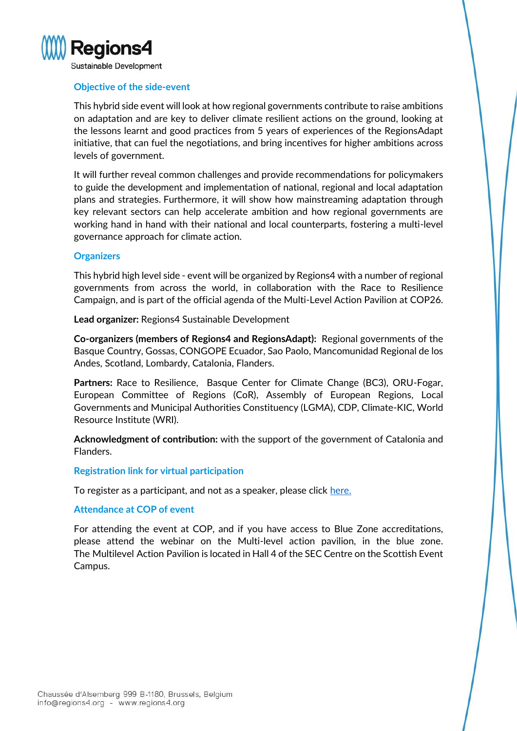## Objective of the side-event

This hybrid side event will look at how regional governments contribute to raise ambitions on adaptation and are key to deliver climate resilient actions on the ground, looking at the lessons learnt and good practices from 5 years of experiences of the RegionsAdapt initiative, that can fuel the negotiations, and bring incentives for higher ambitions across levels of government.

It will further reveal common challenges and provide recommendations for policymakers to guide the development and implementation of national, regional and local adaptation plans and strategies. Furthermore, it will show how mainstreaming adaptation through key relevant sectors can help accelerate ambition and how regional governments are working hand in hand with their national and local counterparts, fostering a multi-level governance approach for climate action.

## Organizers

This hybrid high level side - event will be organized by Regions4 with a number of regional governments from across the world, in collaboration with the Race to Resilience Campaign, and is part of the official agenda of the Multi-Level Action Pavilion at COP26.

**Lead organizer:** Regions4 Sustainable Development

**Co-organizers (members of Regions4 and RegionsAdapt):** Regional governments of the Basque Country, Gossas, CONGOPE Ecuador, Sao Paolo, Mancomunidad Regional de los Andes, Scotland, Lombardy, Catalonia, Flanders.

**Partners:** Race to Resilience, Basque Center for Climate Change (BC3), ORU-Fogar, European Committee of Regions (CoR), Assembly of European Regions, Local Governments and Municipal Authorities Constituency (LGMA), CDP, Climate-KIC, World Resource Institute (WRI).

**Acknowledgment of contribution:** with the support of the government of Catalonia and Flanders.

## Registration link for virtual participation

To register as a participant, and not as a speaker, please click here.

## Attendance at COP of event

For attending the event at COP, and if you have access to Blue Zone accreditations, please attend the webinar on the Multi-level action pavilion, in the blue zone. The Multilevel Action Pavilion is located in Hall 4 of the SEC Centre on the Scottish Event Campus.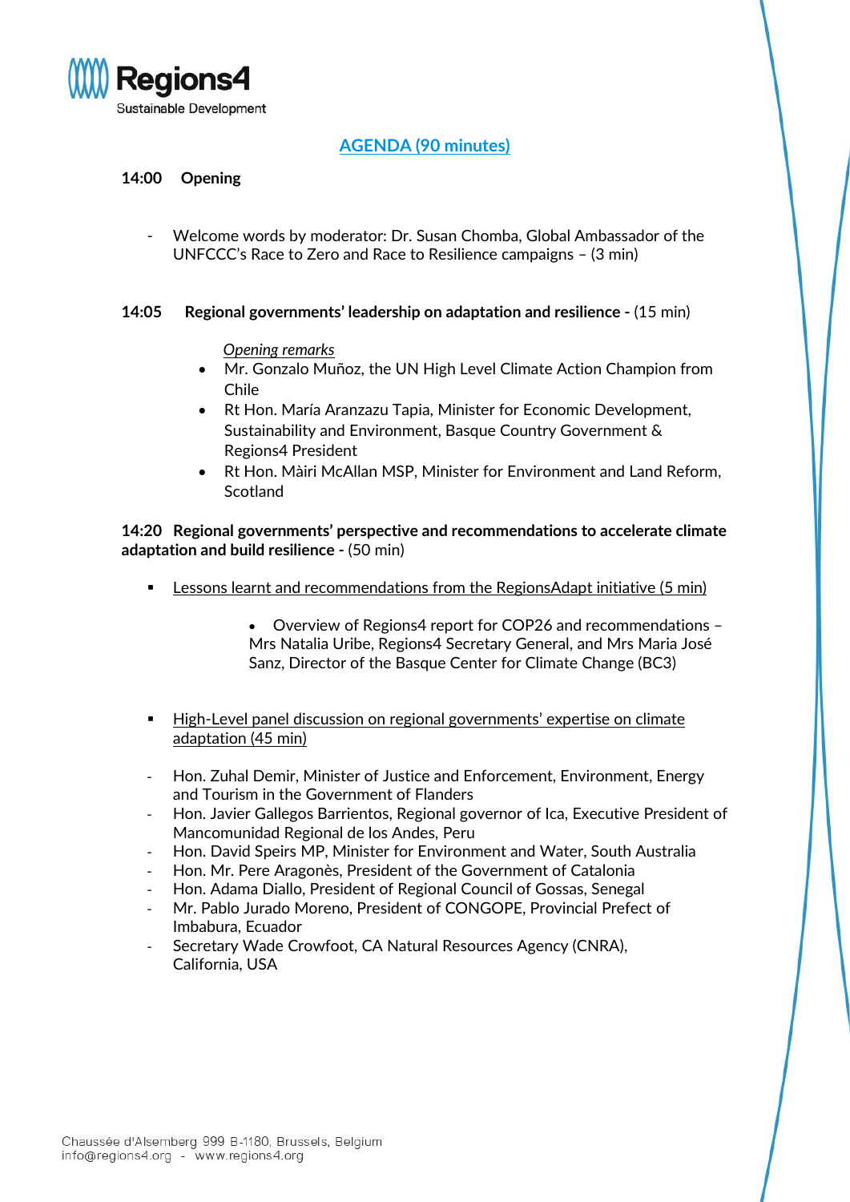## AGENDA (90 minutes)

**14:00 Opening**

- Welcome words by moderator: Dr. Susan Chomba, Global Ambassador of the UNFCCC's Race to Zero and Race to Resilience campaigns – (3 min)

**14:05 Regional governments' leadership on adaptation and resilience -** (15 min)

*Opening remarks*

- Mr. Gonzalo Muñoz, the UN High Level Climate Action Champion from Chile
- Rt Hon. María Aranzazu Tapia, Minister for Economic Development, Sustainability and Environment, Basque Country Government & Regions4 President
- Rt Hon. Màiri McAllan MSP, Minister for Environment and Land Reform, Scotland

**14:20 Regional governments' perspective and recommendations to accelerate climate adaptation and build resilience -** (50 min)

- Lessons learnt and recommendations from the RegionsAdapt initiative (5 min)
  - Overview of Regions4 report for COP26 and recommendations – Mrs Natalia Uribe, Regions4 Secretary General, and Mrs Maria José Sanz, Director of the Basque Center for Climate Change (BC3)

- High-Level panel discussion on regional governments' expertise on climate adaptation (45 min)

- Hon. Zuhal Demir, Minister of Justice and Enforcement, Environment, Energy and Tourism in the Government of Flanders
- Hon. Javier Gallegos Barrientos, Regional governor of Ica, Executive President of Mancomunidad Regional de los Andes, Peru
- Hon. David Speirs MP, Minister for Environment and Water, South Australia
- Hon. Mr. Pere Aragonès, President of the Government of Catalonia
- Hon. Adama Diallo, President of Regional Council of Gossas, Senegal
- Mr. Pablo Jurado Moreno, President of CONGOPE, Provincial Prefect of Imbabura, Ecuador
- Secretary Wade Crowfoot, CA Natural Resources Agency (CNRA), California, USA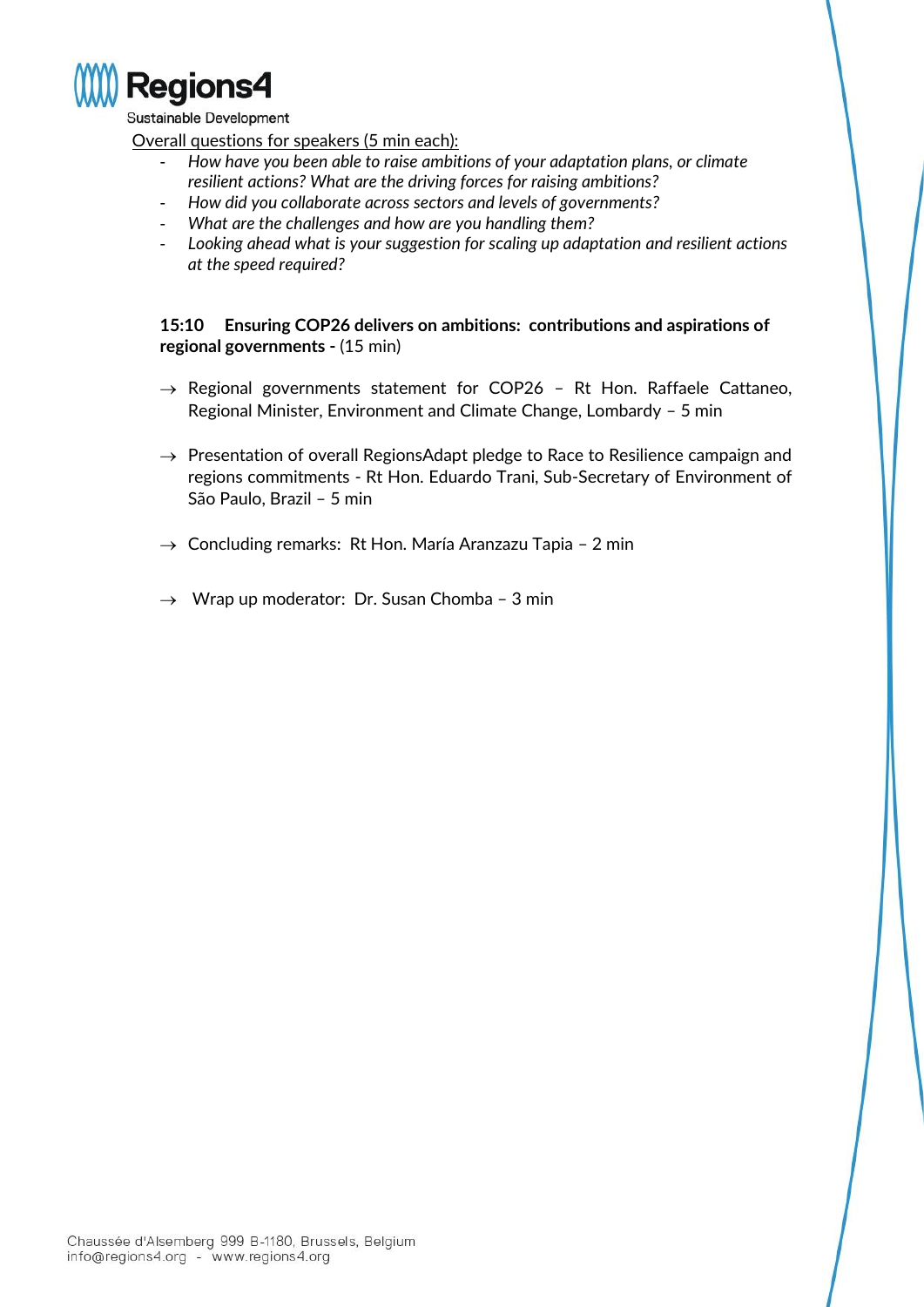Overall questions for speakers (5 min each):

- *How have you been able to raise ambitions of your adaptation plans, or climate resilient actions? What are the driving forces for raising ambitions?*
- *How did you collaborate across sectors and levels of governments?*
- *What are the challenges and how are you handling them?*
- *Looking ahead what is your suggestion for scaling up adaptation and resilient actions at the speed required?*

**15:10 Ensuring COP26 delivers on ambitions: contributions and aspirations of regional governments -** (15 min)

→ Regional governments statement for COP26 – Rt Hon. Raffaele Cattaneo, Regional Minister, Environment and Climate Change, Lombardy – 5 min

→ Presentation of overall RegionsAdapt pledge to Race to Resilience campaign and regions commitments - Rt Hon. Eduardo Trani, Sub-Secretary of Environment of São Paulo, Brazil – 5 min

→ Concluding remarks: Rt Hon. María Aranzazu Tapia – 2 min

→ Wrap up moderator: Dr. Susan Chomba – 3 min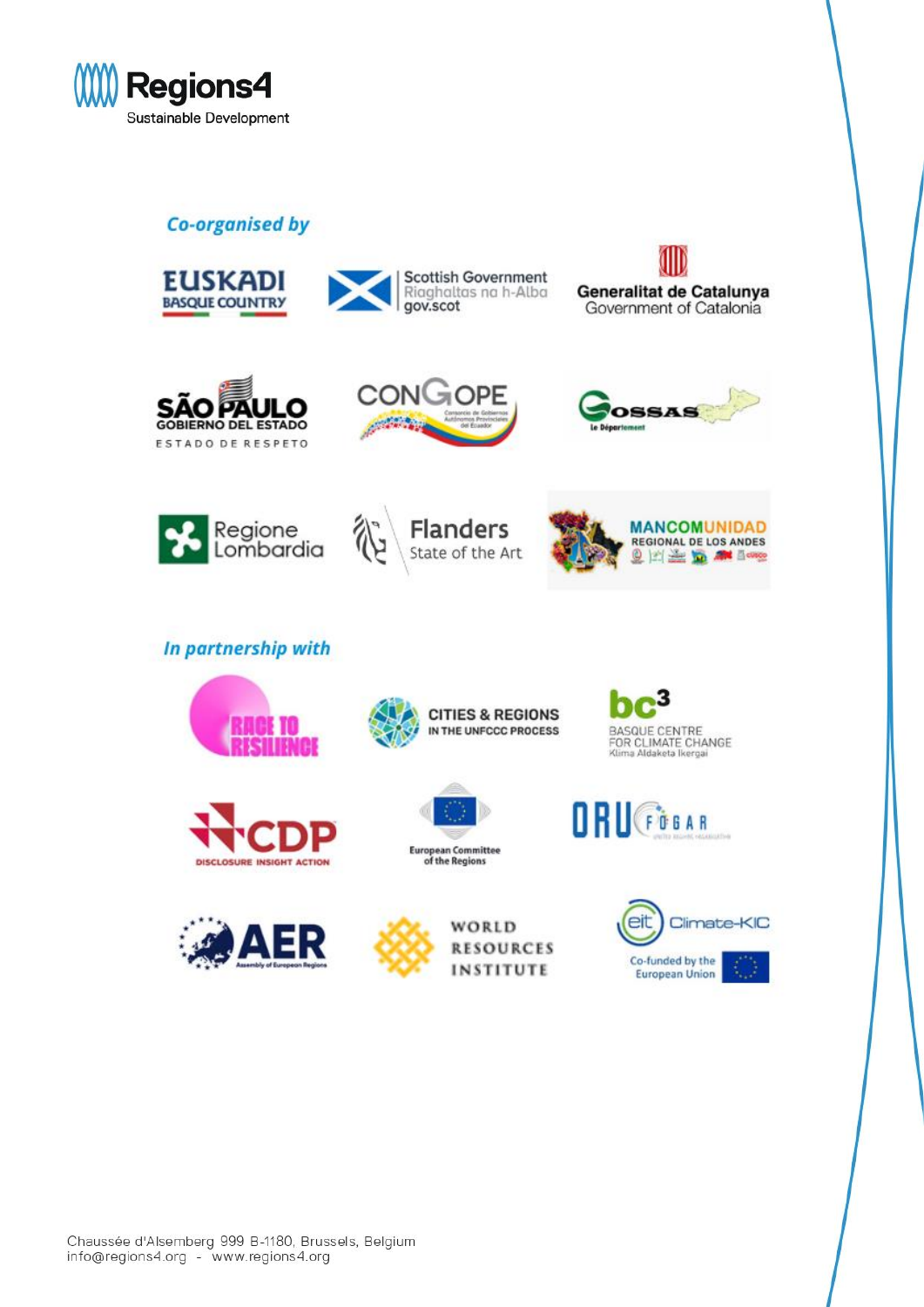Regions4
Sustainable Development

*Co-organised by*

EUSKADI BASQUE COUNTRY

Scottish Government
Riaghaltas na h-Alba
gov.scot

Generalitat de Catalunya
Government of Catalonia

SÃO PAULO
GOBIERNO DEL ESTADO
ESTADO DE RESPETO

CONGOPE
Consorcio de Gobiernos Autónomos Provinciales del Ecuador

Gossas
Le Département

Regione Lombardia

Flanders
State of the Art

MANCOMUNIDAD REGIONAL DE LOS ANDES

*In partnership with*

RACE TO RESILIENCE

CITIES & REGIONS IN THE UNFCCC PROCESS

bc3
BASQUE CENTRE FOR CLIMATE CHANGE
Klima Aldaketa Ikergai

CDP
DISCLOSURE INSIGHT ACTION

European Committee of the Regions

ORU FOGAR

AER
Assembly of European Regions

WORLD RESOURCES INSTITUTE

eit Climate-KIC
Co-funded by the European Union

Chaussée d'Alsemberg 999 B-1180, Brussels, Belgium
info@regions4.org - www.regions4.org